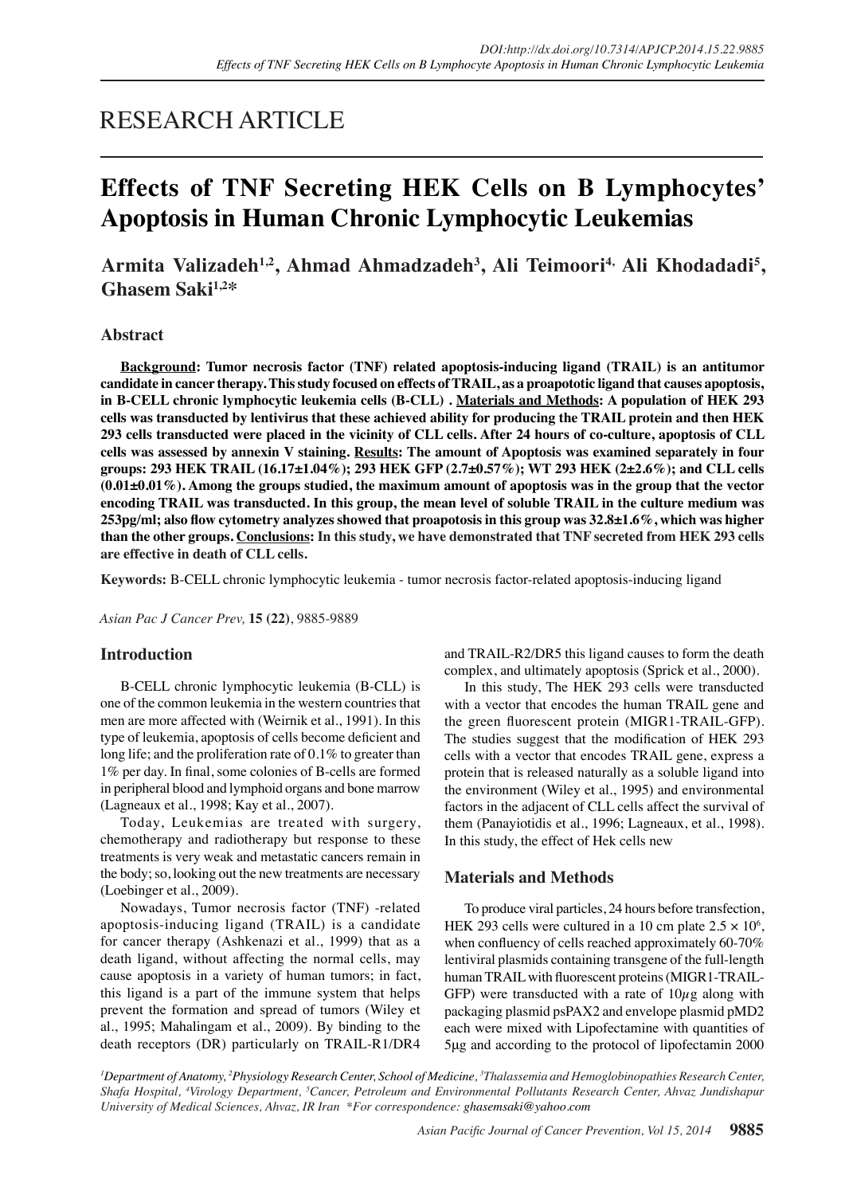RESEARCH ARTICLE

# Effects of TNF Secreting HEK Cells on B Lymphocytes' Apoptosis in Human Chronic Lymphocytic Leukemias

**Armita Valizadeh[1,2], Ahmad Ahmadzadeh[3], Ali Teimoori[4], Ali Khodadadi[5], Ghasem Saki[1,2]***

## Abstract

**Background: Tumor necrosis factor (TNF) related apoptosis-inducing ligand (TRAIL) is an antitumor candidate in cancer therapy. This study focused on effects of TRAIL, as a proapototic ligand that causes apoptosis, in B-CELL chronic lymphocytic leukemia cells (B-CLL) . Materials and Methods: A population of HEK 293 cells was transducted by lentivirus that these achieved ability for producing the TRAIL protein and then HEK 293 cells transducted were placed in the vicinity of CLL cells. After 24 hours of co-culture, apoptosis of CLL cells was assessed by annexin V staining. Results: The amount of Apoptosis was examined separately in four groups: 293 HEK TRAIL (16.17±1.04%); 293 HEK GFP (2.7±0.57%); WT 293 HEK (2±2.6%); and CLL cells (0.01±0.01%). Among the groups studied, the maximum amount of apoptosis was in the group that the vector encoding TRAIL was transducted. In this group, the mean level of soluble TRAIL in the culture medium was 253pg/ml; also flow cytometry analyzes showed that proapoptosis in this group was 32.8±1.6%, which was higher than the other groups. Conclusions: In this study, we have demonstrated that TNF secreted from HEK 293 cells are effective in death of CLL cells.**

**Keywords:** B-CELL chronic lymphocytic leukemia - tumor necrosis factor-related apoptosis-inducing ligand

*Asian Pac J Cancer Prev,* **15 (22)**, 9885-9889

## Introduction

B-CELL chronic lymphocytic leukemia (B-CLL) is one of the common leukemia in the western countries that men are more affected with (Weirnik et al., 1991). In this type of leukemia, apoptosis of cells become deficient and long life; and the proliferation rate of 0.1% to greater than 1% per day. In final, some colonies of B-cells are formed in peripheral blood and lymphoid organs and bone marrow (Lagneaux et al., 1998; Kay et al., 2007).

Today, Leukemias are treated with surgery, chemotherapy and radiotherapy but response to these treatments is very weak and metastatic cancers remain in the body; so, looking out the new treatments are necessary (Loebinger et al., 2009).

Nowadays, Tumor necrosis factor (TNF) -related apoptosis-inducing ligand (TRAIL) is a candidate for cancer therapy (Ashkenazi et al., 1999) that as a death ligand, without affecting the normal cells, may cause apoptosis in a variety of human tumors; in fact, this ligand is a part of the immune system that helps prevent the formation and spread of tumors (Wiley et al., 1995; Mahalingam et al., 2009). By binding to the death receptors (DR) particularly on TRAIL-R1/DR4 and TRAIL-R2/DR5 this ligand causes to form the death complex, and ultimately apoptosis (Sprick et al., 2000).

In this study, The HEK 293 cells were transducted with a vector that encodes the human TRAIL gene and the green fluorescent protein (MIGR1-TRAIL-GFP). The studies suggest that the modification of HEK 293 cells with a vector that encodes TRAIL gene, express a protein that is released naturally as a soluble ligand into the environment (Wiley et al., 1995) and environmental factors in the adjacent of CLL cells affect the survival of them (Panayiotidis et al., 1996; Lagneaux, et al., 1998). In this study, the effect of Hek cells new

## Materials and Methods

To produce viral particles, 24 hours before transfection, HEK 293 cells were cultured in a 10 cm plate $2.5 \times 10^6$, when confluency of cells reached approximately 60-70% lentiviral plasmids containing transgene of the full-length human TRAIL with fluorescent proteins (MIGR1-TRAIL-GFP) were transducted with a rate of 10$\mu$g along with packaging plasmid psPAX2 and envelope plasmid pMD2 each were mixed with Lipofectamine with quantities of 5μg and according to the protocol of lipofectamin 2000

*[1]Department of Anatomy, [2]Physiology Research Center, School of Medicine, [3]Thalassemia and Hemoglobinopathies Research Center, Shafa Hospital, [4]Virology Department, [5]Cancer, Petroleum and Environmental Pollutants Research Center, Ahvaz Jundishapur University of Medical Sciences, Ahvaz, IR Iran *For correspondence: ghasemsaki@yahoo.com*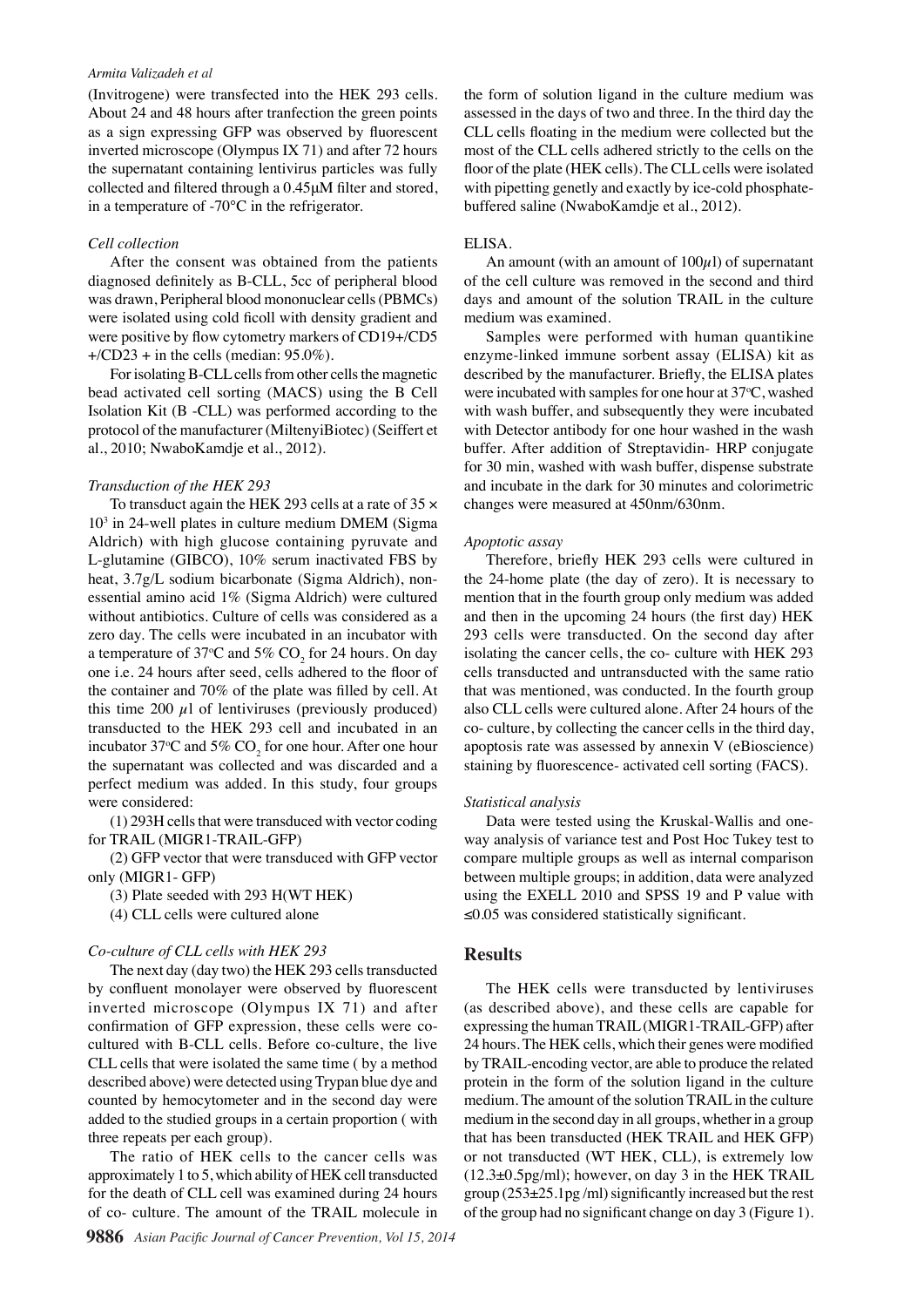(Invitrogene) were transfected into the HEK 293 cells. About 24 and 48 hours after tranfection the green points as a sign expressing GFP was observed by fluorescent inverted microscope (Olympus IX 71) and after 72 hours the supernatant containing lentivirus particles was fully collected and filtered through a 0.45μM filter and stored, in a temperature of -70°C in the refrigerator.

*Cell collection*

After the consent was obtained from the patients diagnosed definitely as B-CLL, 5cc of peripheral blood was drawn, Peripheral blood mononuclear cells (PBMCs) were isolated using cold ficoll with density gradient and were positive by flow cytometry markers of CD19+/CD5 +/CD23 + in the cells (median: 95.0%).

For isolating B-CLL cells from other cells the magnetic bead activated cell sorting (MACS) using the B Cell Isolation Kit (B -CLL) was performed according to the protocol of the manufacturer (MiltenyiBiotec) (Seiffert et al., 2010; NwaboKamdje et al., 2012).

*Transduction of the HEK 293*

To transduct again the HEK 293 cells at a rate of $35 \times 10^3$ in 24-well plates in culture medium DMEM (Sigma Aldrich) with high glucose containing pyruvate and L-glutamine (GIBCO), 10% serum inactivated FBS by heat, 3.7g/L sodium bicarbonate (Sigma Aldrich), non-essential amino acid 1% (Sigma Aldrich) were cultured without antibiotics. Culture of cells was considered as a zero day. The cells were incubated in an incubator with a temperature of 37°C and 5% $CO_2$ for 24 hours. On day one i.e. 24 hours after seed, cells adhered to the floor of the container and 70% of the plate was filled by cell. At this time 200 μl of lentiviruses (previously produced) transducted to the HEK 293 cell and incubated in an incubator 37°C and 5% $CO_2$ for one hour. After one hour the supernatant was collected and was discarded and a perfect medium was added. In this study, four groups were considered:

(1) 293H cells that were transduced with vector coding for TRAIL (MIGR1-TRAIL-GFP)

(2) GFP vector that were transduced with GFP vector only (MIGR1- GFP)

(3) Plate seeded with 293 H(WT HEK)

(4) CLL cells were cultured alone

*Co-culture of CLL cells with HEK 293*

The next day (day two) the HEK 293 cells transducted by confluent monolayer were observed by fluorescent inverted microscope (Olympus IX 71) and after confirmation of GFP expression, these cells were co-cultured with B-CLL cells. Before co-culture, the live CLL cells that were isolated the same time ( by a method described above) were detected using Trypan blue dye and counted by hemocytometer and in the second day were added to the studied groups in a certain proportion ( with three repeats per each group).

The ratio of HEK cells to the cancer cells was approximately 1 to 5, which ability of HEK cell transducted for the death of CLL cell was examined during 24 hours of co- culture. The amount of the TRAIL molecule in the form of solution ligand in the culture medium was assessed in the days of two and three. In the third day the CLL cells floating in the medium were collected but the most of the CLL cells adhered strictly to the cells on the floor of the plate (HEK cells). The CLL cells were isolated with pipetting genetly and exactly by ice-cold phosphate-buffered saline (NwaboKamdje et al., 2012).

ELISA.

An amount (with an amount of 100μl) of supernatant of the cell culture was removed in the second and third days and amount of the solution TRAIL in the culture medium was examined.

Samples were performed with human quantikine enzyme-linked immune sorbent assay (ELISA) kit as described by the manufacturer. Briefly, the ELISA plates were incubated with samples for one hour at 37°C, washed with wash buffer, and subsequently they were incubated with Detector antibody for one hour washed in the wash buffer. After addition of Streptavidin- HRP conjugate for 30 min, washed with wash buffer, dispense substrate and incubate in the dark for 30 minutes and colorimetric changes were measured at 450nm/630nm.

*Apoptotic assay*

Therefore, briefly HEK 293 cells were cultured in the 24-home plate (the day of zero). It is necessary to mention that in the fourth group only medium was added and then in the upcoming 24 hours (the first day) HEK 293 cells were transduced. On the second day after isolating the cancer cells, the co- culture with HEK 293 cells transducted and untransducted with the same ratio that was mentioned, was conducted. In the fourth group also CLL cells were cultured alone. After 24 hours of the co- culture, by collecting the cancer cells in the third day, apoptosis rate was assessed by annexin V (eBioscience) staining by fluorescence- activated cell sorting (FACS).

*Statistical analysis*

Data were tested using the Kruskal-Wallis and one-way analysis of variance test and Post Hoc Tukey test to compare multiple groups as well as internal comparison between multiple groups; in addition, data were analyzed using the EXELL 2010 and SPSS 19 and P value with ≤0.05 was considered statistically significant.

## Results

The HEK cells were transducted by lentiviruses (as described above), and these cells are capable for expressing the human TRAIL (MIGR1-TRAIL-GFP) after 24 hours. The HEK cells, which their genes were modified by TRAIL-encoding vector, are able to produce the related protein in the form of the solution ligand in the culture medium. The amount of the solution TRAIL in the culture medium in the second day in all groups, whether in a group that has been transducted (HEK TRAIL and HEK GFP) or not transducted (WT HEK, CLL), is extremely low (12.3±0.5pg/ml); however, on day 3 in the HEK TRAIL group (253±25.1pg /ml) significantly increased but the rest of the group had no significant change on day 3 (Figure 1).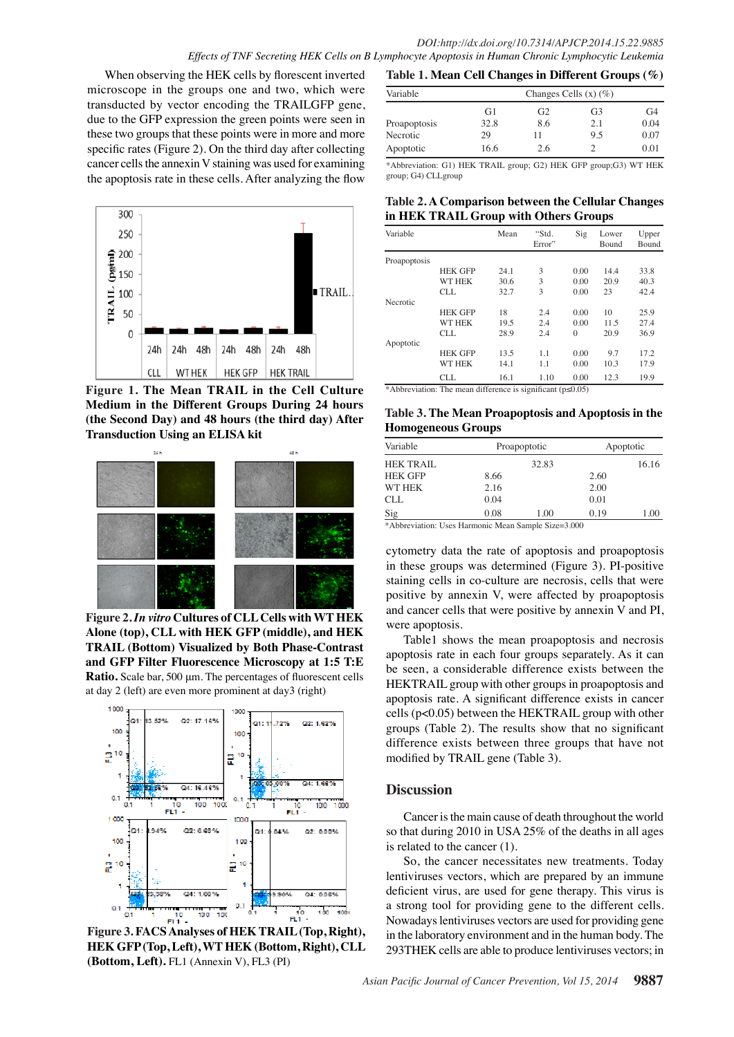When observing the HEK cells by florescent inverted microscope in the groups one and two, which were transduced by vector encoding the TRAILGFP gene, due to the GFP expression the green points were seen in these two groups that these points were seen in more and more specific rates (Figure 2). On the third day after collecting cancer cells the annexin V staining was used for examining the apoptosis rate in these cells. After analyzing the flow cytometry data the rate of apoptosis and proapoptosis in these groups was determined (Figure 3). PI-positive staining cells in co-culture are necrosis, cells that were positive by annexin V, were affected by proapoptosis and cancer cells that were positive by annexin V and PI, were apoptosis.

**Figure 1. The Mean TRAIL in the Cell Culture Medium in the Different Groups During 24 hours (the Second Day) and 48 hours (the third day) After Transduction Using an ELISA kit**

**Figure 2.** ***In vitro*** **Cultures of CLL Cells with WT HEK Alone (top), CLL with HEK GFP (middle), and HEK TRAIL (Bottom) Visualized by Both Phase-Contrast and GFP Filter Fluorescence Microscopy at 1:5 T:E Ratio.** Scale bar, 500 µm. The percentages of fluorescent cells at day 2 (left) are even more prominent at day3 (right)

**Figure 3. FACS Analyses of HEK TRAIL (Top, Right), HEK GFP (Top, Left), WT HEK (Bottom, Right), CLL (Bottom, Left).** FL1 (Annexin V), FL3 (PI)

**Table 1. Mean Cell Changes in Different Groups (%)**

| Variable | Changes Cells (x) (%) | | | |
|---|---|---|---|---|
| | G1 | G2 | G3 | G4 |
| Proapoptosis | 32.8 | 8.6 | 2.1 | 0.04 |
| Necrotic | 29 | 11 | 9.5 | 0.07 |
| Apoptotic | 16.6 | 2.6 | 2 | 0.01 |

*Abbreviation: G1) HEK TRAIL group; G2) HEK GFP group;G3) WT HEK group; G4) CLLgroup

**Table 2. A Comparison between the Cellular Changes in HEK TRAIL Group with Others Groups**

| Variable | | Mean | "Std. Error" | Sig | Lower Bound | Upper Bound |
|---|---|---|---|---|---|---|
| Proapoptosis | | | | | | |
| | HEK GFP | 24.1 | 3 | 0.00 | 14.4 | 33.8 |
| | WT HEK | 30.6 | 3 | 0.00 | 20.9 | 40.3 |
| | CLL | 32.7 | 3 | 0.00 | 23 | 42.4 |
| Necrotic | | | | | | |
| | HEK GFP | 18 | 2.4 | 0.00 | 10 | 25.9 |
| | WT HEK | 19.5 | 2.4 | 0.00 | 11.5 | 27.4 |
| | CLL | 28.9 | 2.4 | 0 | 20.9 | 36.9 |
| Apoptotic | | | | | | |
| | HEK GFP | 13.5 | 1.1 | 0.00 | 9.7 | 17.2 |
| | WT HEK | 14.1 | 1.1 | 0.00 | 10.3 | 17.9 |
| | CLL | 16.1 | 1.10 | 0.00 | 12.3 | 19.9 |

*Abbreviation: The mean difference is significant (p≤0.05)

**Table 3. The Mean Proapoptosis and Apoptosis in the Homogeneous Groups**

| Variable | Proapoptotic | | Apoptotic | |
|---|---|---|---|---|
| HEK TRAIL | | 32.83 | | 16.16 |
| HEK GFP | 8.66 | | 2.60 | |
| WT HEK | 2.16 | | 2.00 | |
| CLL | 0.04 | | 0.01 | |
| Sig | 0.08 | 1.00 | 0.19 | 1.00 |

*Abbreviation: Uses Harmonic Mean Sample Size=3.000

Table1 shows the mean proapoptosis and necrosis apoptosis rate in each four groups separately. As it can be seen, a considerable difference exists between the HEKTRAIL group with other groups in proapoptosis and apoptosis rate. A significant difference exists in cancer cells ($p<0.05$) between the HEKTRAIL group with other groups (Table 2). The results show that no significant difference exists between three groups that have not modified by TRAIL gene (Table 3).

## Discussion

Cancer is the main cause of death throughout the world so that during 2010 in USA 25% of the deaths in all ages is related to the cancer (1).

So, the cancer necessitates new treatments. Today lentiviruses vectors, which are prepared by an immune deficient virus, are used for gene therapy. This virus is a strong tool for providing gene to the different cells. Nowadays lentiviruses vectors are used for providing gene in the laboratory environment and in the human body. The 293THEK cells are able to produce lentiviruses vectors; in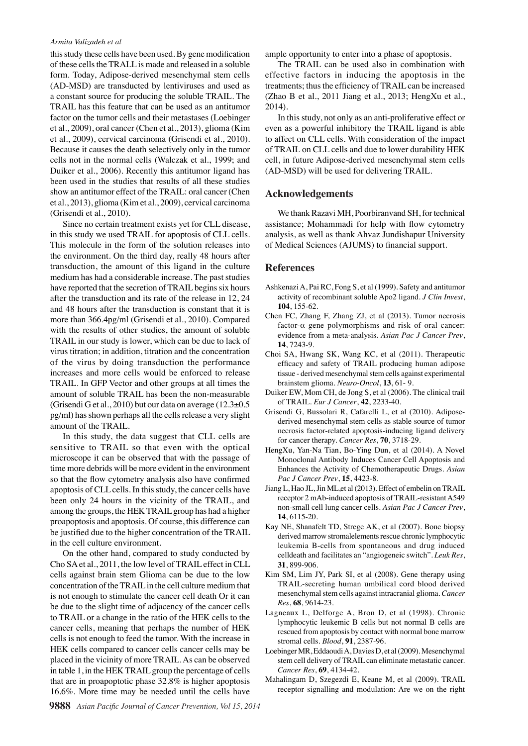this study these cells have been used. By gene modification of these cells the TRALL is made and released in a soluble form. Today, Adipose-derived mesenchymal stem cells (AD-MSD) are transducted by lentiviruses and used as a constant source for producing the soluble TRAIL. The TRAIL has this feature that can be used as an antitumor factor on the tumor cells and their metastases (Loebinger et al., 2009), oral cancer (Chen et al., 2013), glioma (Kim et al., 2009), cervical carcinoma (Grisendi et al., 2010). Because it causes the death selectively only in the tumor cells not in the normal cells (Walczak et al., 1999; and Duiker et al., 2006). Recently this antitumor ligand has been used in the studies that results of all these studies show an antitumor effect of the TRAIL: oral cancer (Chen et al., 2013), glioma (Kim et al., 2009), cervical carcinoma (Grisendi et al., 2010).

Since no certain treatment exists yet for CLL disease, in this study we used TRAIL for apoptosis of CLL cells. This molecule in the form of the solution releases into the environment. On the third day, really 48 hours after transduction, the amount of this ligand in the culture medium has had a considerable increase. The past studies have reported that the secretion of TRAIL begins six hours after the transduction and its rate of the release in 12, 24 and 48 hours after the transduction is constant that it is more than 366.4pg/ml (Grisendi et al., 2010). Compared with the results of other studies, the amount of soluble TRAIL in our study is lower, which can be due to lack of virus titration; in addition, titration and the concentration of the virus by doing transduction the performance increases and more cells would be enforced to release TRAIL. In GFP Vector and other groups at all times the amount of soluble TRAIL has been the non-measurable (Grisendi G et al., 2010) but our data on average (12.3±0.5 pg/ml) has shown perhaps all the cells release a very slight amount of the TRAIL.

In this study, the data suggest that CLL cells are sensitive to TRAIL so that even with the optical microscope it can be observed that with the passage of time more debrids will be more evident in the environment so that the flow cytometry analysis also have confirmed apoptosis of CLL cells. In this study, the cancer cells have been only 24 hours in the vicinity of the TRAIL, and among the groups, the HEK TRAIL group has had a higher proapoptosis and apoptosis. Of course, this difference can be justified due to the higher concentration of the TRAIL in the cell culture environment.

On the other hand, compared to study conducted by Cho SA et al., 2011, the low level of TRAIL effect in CLL cells against brain stem Glioma can be due to the low concentration of the TRAIL in the cell culture medium that is not enough to stimulate the cancer cell death Or it can be due to the slight time of adjacency of the cancer cells to TRAIL or a change in the ratio of the HEK cells to the cancer cells, meaning that perhaps the number of HEK cells is not enough to feed the tumor. With the increase in HEK cells compared to cancer cells cancer cells may be placed in the vicinity of more TRAIL. As can be observed in table 1, in the HEK TRAIL group the percentage of cells that are in proapoptotic phase 32.8% is higher apoptosis 16.6%. More time may be needed until the cells have ample opportunity to enter into a phase of apoptosis.

The TRAIL can be used also in combination with effective factors in inducing the apoptosis in the treatments; thus the efficiency of TRAIL can be increased (Zhao B et al., 2011 Jiang et al., 2013; HengXu et al., 2014).

In this study, not only as an anti-proliferative effect or even as a powerful inhibitory the TRAIL ligand is able to affect on CLL cells. With consideration of the impact of TRAIL on CLL cells and due to lower durability HEK cell, in future Adipose-derived mesenchymal stem cells (AD-MSD) will be used for delivering TRAIL.

## Acknowledgements

We thank Razavi MH, Poorbiranvand SH, for technical assistance; Mohammadi for help with flow cytometry analysis, as well as thank Ahvaz Jundishapur University of Medical Sciences (AJUMS) to financial support.

## References

Ashkenazi A, Pai RC, Fong S, et al (1999). Safety and antitumor activity of recombinant soluble Apo2 ligand. *J Clin Invest*, **104**, 155-62.

Chen FC, Zhang F, Zhang ZJ, et al (2013). Tumor necrosis factor-$\alpha$ gene polymorphisms and risk of oral cancer: evidence from a meta-analysis. *Asian Pac J Cancer Prev*, **14**, 7243-9.

Choi SA, Hwang SK, Wang KC, et al (2011). Therapeutic efficacy and safety of TRAIL producing human adipose tissue - derived mesenchymal stem cells against experimental brainstem glioma. *Neuro-Oncol*, **13**, 61- 9.

Duiker EW, Mom CH, de Jong S, et al (2006). The clinical trail of TRAIL. *Eur J Cancer*, **42**, 2233-40.

Grisendi G, Bussolari R, Cafarelli L, et al (2010). Adipose-derived mesenchymal stem cells as stable source of tumor necrosis factor-related apoptosis-inducing ligand delivery for cancer therapy. *Cancer Res*, **70**, 3718-29.

HengXu, Yan-Na Tian, Bo-Ying Dun, et al (2014). A Novel Monoclonal Antibody Induces Cancer Cell Apoptosis and Enhances the Activity of Chemotherapeutic Drugs. *Asian Pac J Cancer Prev*, **15**, 4423-8.

Jiang L, Hao JL, Jin ML,et al (2013). Effect of embelin on TRAIL receptor 2 mAb-induced apoptosis of TRAIL-resistant A549 non-small cell lung cancer cells. *Asian Pac J Cancer Prev*, **14**, 6115-20.

Kay NE, Shanafelt TD, Strege AK, et al (2007). Bone biopsy derived marrow stromalelements rescue chronic lymphocytic leukemia B-cells from spontaneous and drug induced celldeath and facilitates an "angiogeneic switch". *Leuk Res*, **31**, 899-906.

Kim SM, Lim JY, Park SI, et al (2008). Gene therapy using TRAIL-secreting human umbilical cord blood derived mesenchymal stem cells against intracranial glioma. *Cancer Res*, **68**, 9614-23.

Lagneaux L, Delforge A, Bron D, et al (1998). Chronic lymphocytic leukemic B cells but not normal B cells are rescued from apoptosis by contact with normal bone marrow stromal cells. *Blood*, **91**, 2387-96.

Loebinger MR, Eddaoudi A, Davies D, et al (2009). Mesenchymal stem cell delivery of TRAIL can eliminate metastatic cancer. *Cancer Res*, **69**, 4134-42.

Mahalingam D, Szegezdi E, Keane M, et al (2009). TRAIL receptor signalling and modulation: Are we on the right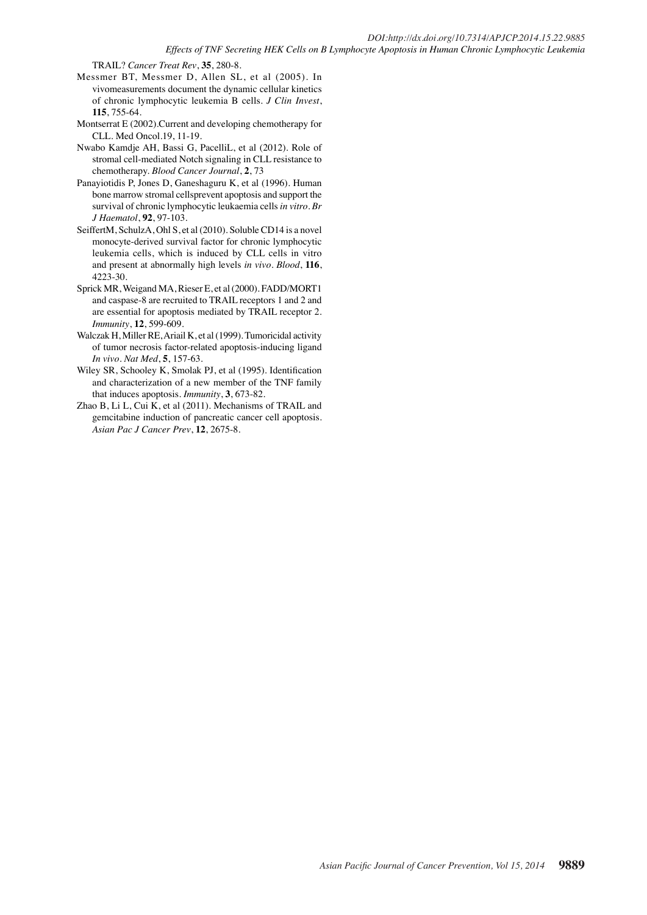TRAIL? *Cancer Treat Rev*, **35**, 280-8.

Messmer BT, Messmer D, Allen SL, et al (2005). In vivomeasurements document the dynamic cellular kinetics of chronic lymphocytic leukemia B cells. *J Clin Invest*, **115**, 755-64.

Montserrat E (2002).Current and developing chemotherapy for CLL. Med Oncol.19, 11-19.

Nwabo Kamdje AH, Bassi G, PacelliL, et al (2012). Role of stromal cell-mediated Notch signaling in CLL resistance to chemotherapy. *Blood Cancer Journal*, **2**, 73

Panayiotidis P, Jones D, Ganeshaguru K, et al (1996). Human bone marrow stromal cellsprevent apoptosis and support the survival of chronic lymphocytic leukaemia cells *in vitro*. *Br J Haematol*, **92**, 97-103.

SeiffertM, SchulzA, Ohl S, et al (2010). Soluble CD14 is a novel monocyte-derived survival factor for chronic lymphocytic leukemia cells, which is induced by CLL cells in vitro and present at abnormally high levels *in vivo*. *Blood*, **116**, 4223-30.

Sprick MR, Weigand MA, Rieser E, et al (2000). FADD/MORT1 and caspase-8 are recruited to TRAIL receptors 1 and 2 and are essential for apoptosis mediated by TRAIL receptor 2. *Immunity*, **12**, 599-609.

Walczak H, Miller RE, Ariail K, et al (1999). Tumoricidal activity of tumor necrosis factor-related apoptosis-inducing ligand *In vivo*. *Nat Med*, **5**, 157-63.

Wiley SR, Schooley K, Smolak PJ, et al (1995). Identification and characterization of a new member of the TNF family that induces apoptosis. *Immunity*, **3**, 673-82.

Zhao B, Li L, Cui K, et al (2011). Mechanisms of TRAIL and gemcitabine induction of pancreatic cancer cell apoptosis. *Asian Pac J Cancer Prev*, **12**, 2675-8.